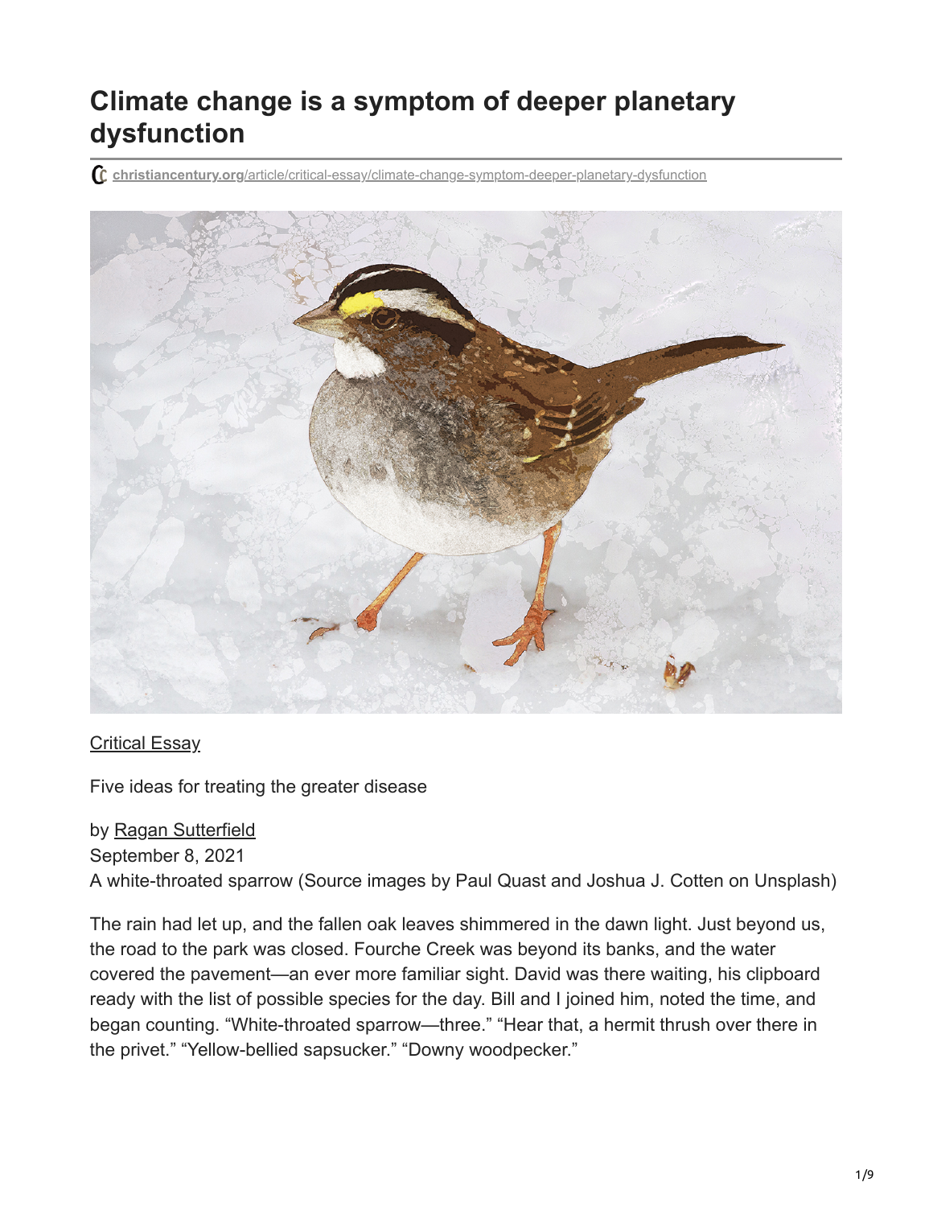# Climate change is a symptom of deeper planetary dysfunction

christiancentury.org/article/critical-essay/climate-change-symptom-deeper-planetary-dysfunction

Critical Essay

Five ideas for treating the greater disease

by Ragan Sutterfield
September 8, 2021

A white-throated sparrow (Source images by Paul Quast and Joshua J. Cotten on Unsplash)

The rain had let up, and the fallen oak leaves shimmered in the dawn light. Just beyond us, the road to the park was closed. Fourche Creek was beyond its banks, and the water covered the pavement—an ever more familiar sight. David was there waiting, his clipboard ready with the list of possible species for the day. Bill and I joined him, noted the time, and began counting. "White-throated sparrow—three." "Hear that, a hermit thrush over there in the privet." "Yellow-bellied sapsucker." "Downy woodpecker."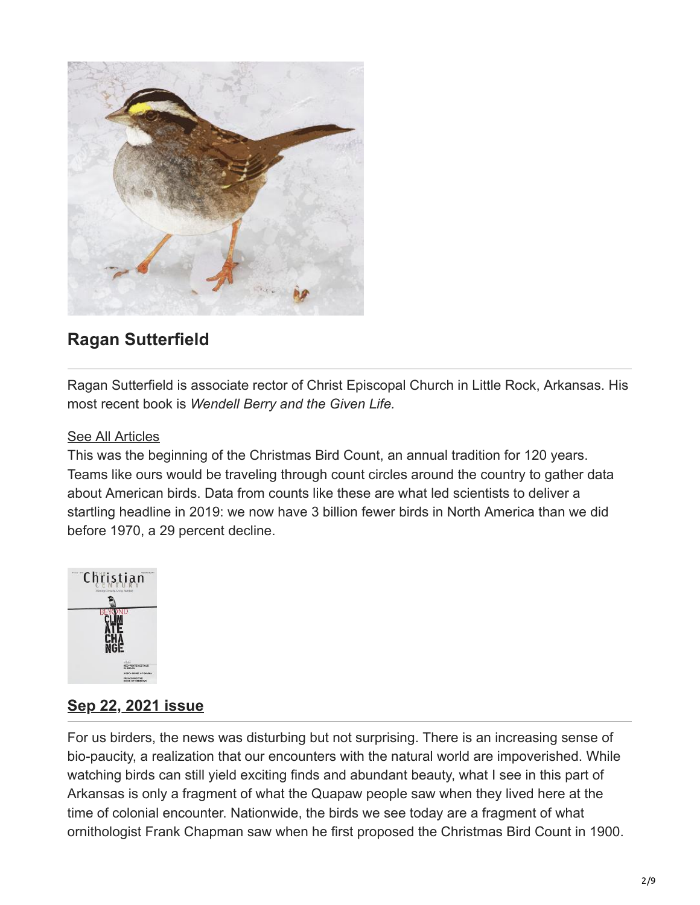## Ragan Sutterfield

Ragan Sutterfield is associate rector of Christ Episcopal Church in Little Rock, Arkansas. His most recent book is *Wendell Berry and the Given Life*.

See All Articles

This was the beginning of the Christmas Bird Count, an annual tradition for 120 years. Teams like ours would be traveling through count circles around the country to gather data about American birds. Data from counts like these are what led scientists to deliver a startling headline in 2019: we now have 3 billion fewer birds in North America than we did before 1970, a 29 percent decline.

### Sep 22, 2021 issue

For us birders, the news was disturbing but not surprising. There is an increasing sense of bio-paucity, a realization that our encounters with the natural world are impoverished. While watching birds can still yield exciting finds and abundant beauty, what I see in this part of Arkansas is only a fragment of what the Quapaw people saw when they lived here at the time of colonial encounter. Nationwide, the birds we see today are a fragment of what ornithologist Frank Chapman saw when he first proposed the Christmas Bird Count in 1900.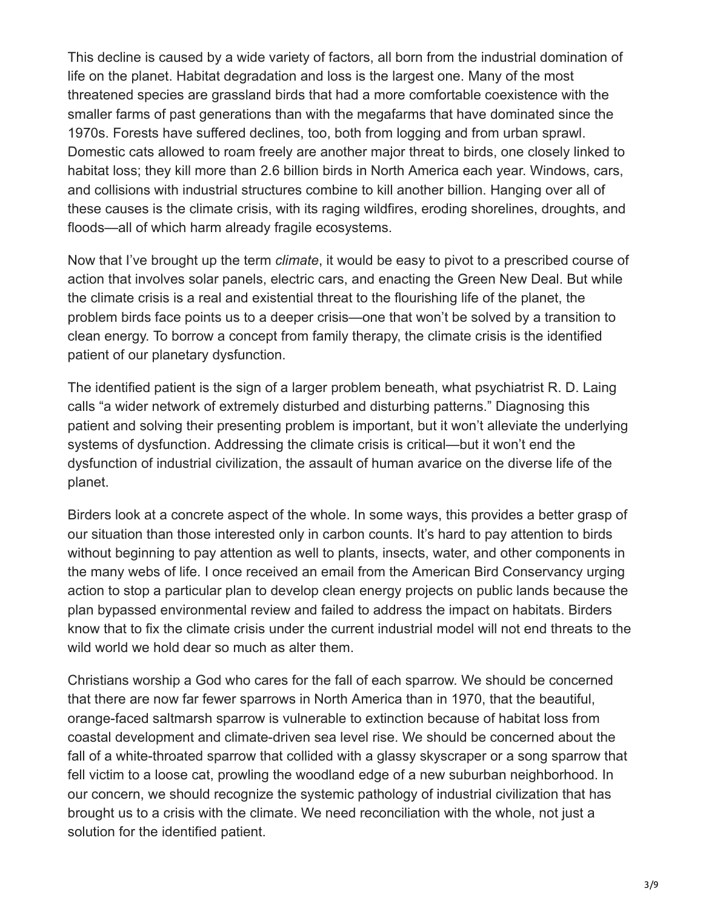This decline is caused by a wide variety of factors, all born from the industrial domination of life on the planet. Habitat degradation and loss is the largest one. Many of the most threatened species are grassland birds that had a more comfortable coexistence with the smaller farms of past generations than with the megafarms that have dominated since the 1970s. Forests have suffered declines, too, both from logging and from urban sprawl. Domestic cats allowed to roam freely are another major threat to birds, one closely linked to habitat loss; they kill more than 2.6 billion birds in North America each year. Windows, cars, and collisions with industrial structures combine to kill another billion. Hanging over all of these causes is the climate crisis, with its raging wildfires, eroding shorelines, droughts, and floods—all of which harm already fragile ecosystems.

Now that I've brought up the term *climate*, it would be easy to pivot to a prescribed course of action that involves solar panels, electric cars, and enacting the Green New Deal. But while the climate crisis is a real and existential threat to the flourishing life of the planet, the problem birds face points us to a deeper crisis—one that won't be solved by a transition to clean energy. To borrow a concept from family therapy, the climate crisis is the identified patient of our planetary dysfunction.

The identified patient is the sign of a larger problem beneath, what psychiatrist R. D. Laing calls "a wider network of extremely disturbed and disturbing patterns." Diagnosing this patient and solving their presenting problem is important, but it won't alleviate the underlying systems of dysfunction. Addressing the climate crisis is critical—but it won't end the dysfunction of industrial civilization, the assault of human avarice on the diverse life of the planet.

Birders look at a concrete aspect of the whole. In some ways, this provides a better grasp of our situation than those interested only in carbon counts. It's hard to pay attention to birds without beginning to pay attention as well to plants, insects, water, and other components in the many webs of life. I once received an email from the American Bird Conservancy urging action to stop a particular plan to develop clean energy projects on public lands because the plan bypassed environmental review and failed to address the impact on habitats. Birders know that to fix the climate crisis under the current industrial model will not end threats to the wild world we hold dear so much as alter them.

Christians worship a God who cares for the fall of each sparrow. We should be concerned that there are now far fewer sparrows in North America than in 1970, that the beautiful, orange-faced saltmarsh sparrow is vulnerable to extinction because of habitat loss from coastal development and climate-driven sea level rise. We should be concerned about the fall of a white-throated sparrow that collided with a glassy skyscraper or a song sparrow that fell victim to a loose cat, prowling the woodland edge of a new suburban neighborhood. In our concern, we should recognize the systemic pathology of industrial civilization that has brought us to a crisis with the climate. We need reconciliation with the whole, not just a solution for the identified patient.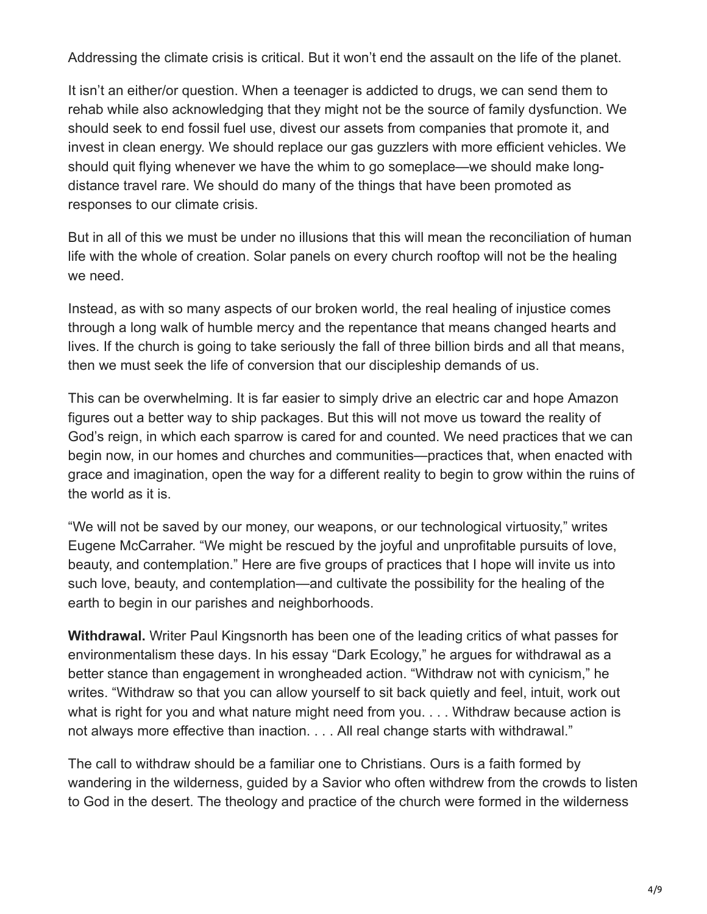Addressing the climate crisis is critical. But it won't end the assault on the life of the planet.

It isn't an either/or question. When a teenager is addicted to drugs, we can send them to rehab while also acknowledging that they might not be the source of family dysfunction. We should seek to end fossil fuel use, divest our assets from companies that promote it, and invest in clean energy. We should replace our gas guzzlers with more efficient vehicles. We should quit flying whenever we have the whim to go someplace—we should make long-distance travel rare. We should do many of the things that have been promoted as responses to our climate crisis.

But in all of this we must be under no illusions that this will mean the reconciliation of human life with the whole of creation. Solar panels on every church rooftop will not be the healing we need.

Instead, as with so many aspects of our broken world, the real healing of injustice comes through a long walk of humble mercy and the repentance that means changed hearts and lives. If the church is going to take seriously the fall of three billion birds and all that means, then we must seek the life of conversion that our discipleship demands of us.

This can be overwhelming. It is far easier to simply drive an electric car and hope Amazon figures out a better way to ship packages. But this will not move us toward the reality of God's reign, in which each sparrow is cared for and counted. We need practices that we can begin now, in our homes and churches and communities—practices that, when enacted with grace and imagination, open the way for a different reality to begin to grow within the ruins of the world as it is.

"We will not be saved by our money, our weapons, or our technological virtuosity," writes Eugene McCarraher. "We might be rescued by the joyful and unprofitable pursuits of love, beauty, and contemplation." Here are five groups of practices that I hope will invite us into such love, beauty, and contemplation—and cultivate the possibility for the healing of the earth to begin in our parishes and neighborhoods.

**Withdrawal.** Writer Paul Kingsnorth has been one of the leading critics of what passes for environmentalism these days. In his essay "Dark Ecology," he argues for withdrawal as a better stance than engagement in wrongheaded action. "Withdraw not with cynicism," he writes. "Withdraw so that you can allow yourself to sit back quietly and feel, intuit, work out what is right for you and what nature might need from you. . . . Withdraw because action is not always more effective than inaction. . . . All real change starts with withdrawal."

The call to withdraw should be a familiar one to Christians. Ours is a faith formed by wandering in the wilderness, guided by a Savior who often withdrew from the crowds to listen to God in the desert. The theology and practice of the church were formed in the wilderness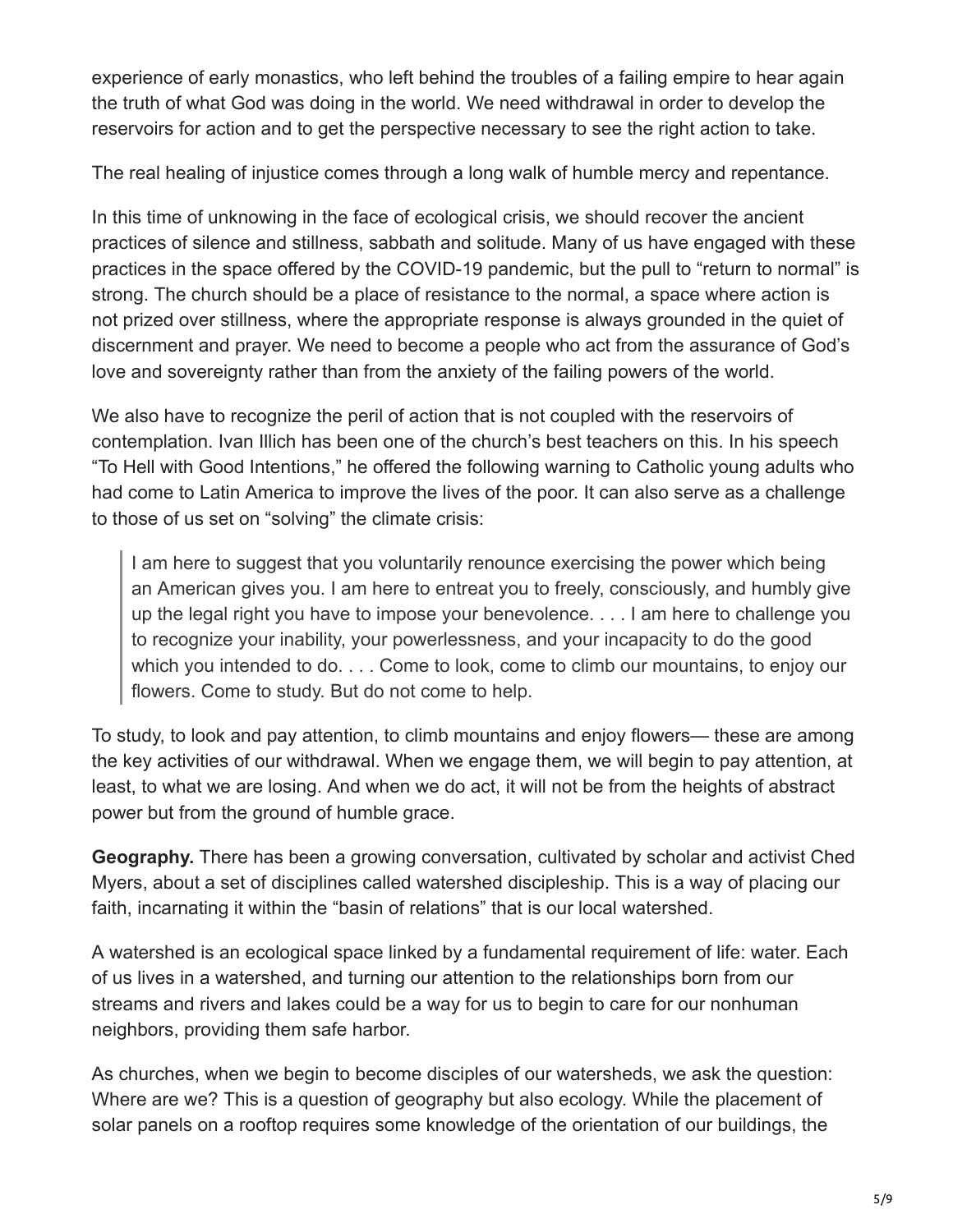experience of early monastics, who left behind the troubles of a failing empire to hear again the truth of what God was doing in the world. We need withdrawal in order to develop the reservoirs for action and to get the perspective necessary to see the right action to take.

The real healing of injustice comes through a long walk of humble mercy and repentance.

In this time of unknowing in the face of ecological crisis, we should recover the ancient practices of silence and stillness, sabbath and solitude. Many of us have engaged with these practices in the space offered by the COVID-19 pandemic, but the pull to "return to normal" is strong. The church should be a place of resistance to the normal, a space where action is not prized over stillness, where the appropriate response is always grounded in the quiet of discernment and prayer. We need to become a people who act from the assurance of God's love and sovereignty rather than from the anxiety of the failing powers of the world.

We also have to recognize the peril of action that is not coupled with the reservoirs of contemplation. Ivan Illich has been one of the church's best teachers on this. In his speech "To Hell with Good Intentions," he offered the following warning to Catholic young adults who had come to Latin America to improve the lives of the poor. It can also serve as a challenge to those of us set on "solving" the climate crisis:

> I am here to suggest that you voluntarily renounce exercising the power which being an American gives you. I am here to entreat you to freely, consciously, and humbly give up the legal right you have to impose your benevolence. . . . I am here to challenge you to recognize your inability, your powerlessness, and your incapacity to do the good which you intended to do. . . . Come to look, come to climb our mountains, to enjoy our flowers. Come to study. But do not come to help.

To study, to look and pay attention, to climb mountains and enjoy flowers— these are among the key activities of our withdrawal. When we engage them, we will begin to pay attention, at least, to what we are losing. And when we do act, it will not be from the heights of abstract power but from the ground of humble grace.

**Geography.** There has been a growing conversation, cultivated by scholar and activist Ched Myers, about a set of disciplines called watershed discipleship. This is a way of placing our faith, incarnating it within the "basin of relations" that is our local watershed.

A watershed is an ecological space linked by a fundamental requirement of life: water. Each of us lives in a watershed, and turning our attention to the relationships born from our streams and rivers and lakes could be a way for us to begin to care for our nonhuman neighbors, providing them safe harbor.

As churches, when we begin to become disciples of our watersheds, we ask the question: Where are we? This is a question of geography but also ecology. While the placement of solar panels on a rooftop requires some knowledge of the orientation of our buildings, the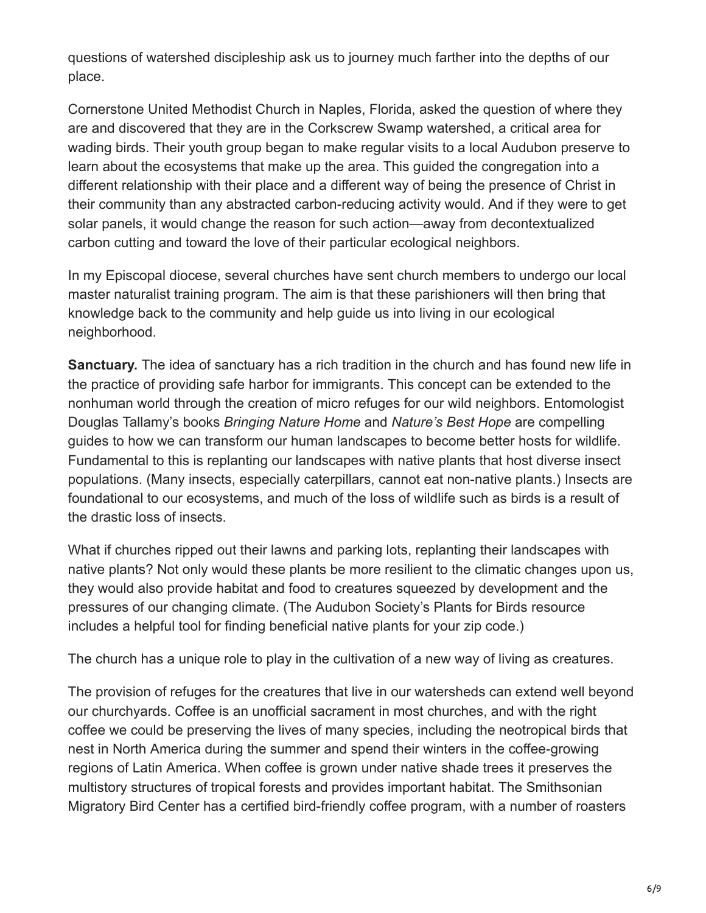questions of watershed discipleship ask us to journey much farther into the depths of our place.

Cornerstone United Methodist Church in Naples, Florida, asked the question of where they are and discovered that they are in the Corkscrew Swamp watershed, a critical area for wading birds. Their youth group began to make regular visits to a local Audubon preserve to learn about the ecosystems that make up the area. This guided the congregation into a different relationship with their place and a different way of being the presence of Christ in their community than any abstracted carbon-reducing activity would. And if they were to get solar panels, it would change the reason for such action—away from decontextualized carbon cutting and toward the love of their particular ecological neighbors.

In my Episcopal diocese, several churches have sent church members to undergo our local master naturalist training program. The aim is that these parishioners will then bring that knowledge back to the community and help guide us into living in our ecological neighborhood.

**Sanctuary.** The idea of sanctuary has a rich tradition in the church and has found new life in the practice of providing safe harbor for immigrants. This concept can be extended to the nonhuman world through the creation of micro refuges for our wild neighbors. Entomologist Douglas Tallamy's books *Bringing Nature Home* and *Nature's Best Hope* are compelling guides to how we can transform our human landscapes to become better hosts for wildlife. Fundamental to this is replanting our landscapes with native plants that host diverse insect populations. (Many insects, especially caterpillars, cannot eat non-native plants.) Insects are foundational to our ecosystems, and much of the loss of wildlife such as birds is a result of the drastic loss of insects.

What if churches ripped out their lawns and parking lots, replanting their landscapes with native plants? Not only would these plants be more resilient to the climatic changes upon us, they would also provide habitat and food to creatures squeezed by development and the pressures of our changing climate. (The Audubon Society's Plants for Birds resource includes a helpful tool for finding beneficial native plants for your zip code.)

The church has a unique role to play in the cultivation of a new way of living as creatures.

The provision of refuges for the creatures that live in our watersheds can extend well beyond our churchyards. Coffee is an unofficial sacrament in most churches, and with the right coffee we could be preserving the lives of many species, including the neotropical birds that nest in North America during the summer and spend their winters in the coffee-growing regions of Latin America. When coffee is grown under native shade trees it preserves the multistory structures of tropical forests and provides important habitat. The Smithsonian Migratory Bird Center has a certified bird-friendly coffee program, with a number of roasters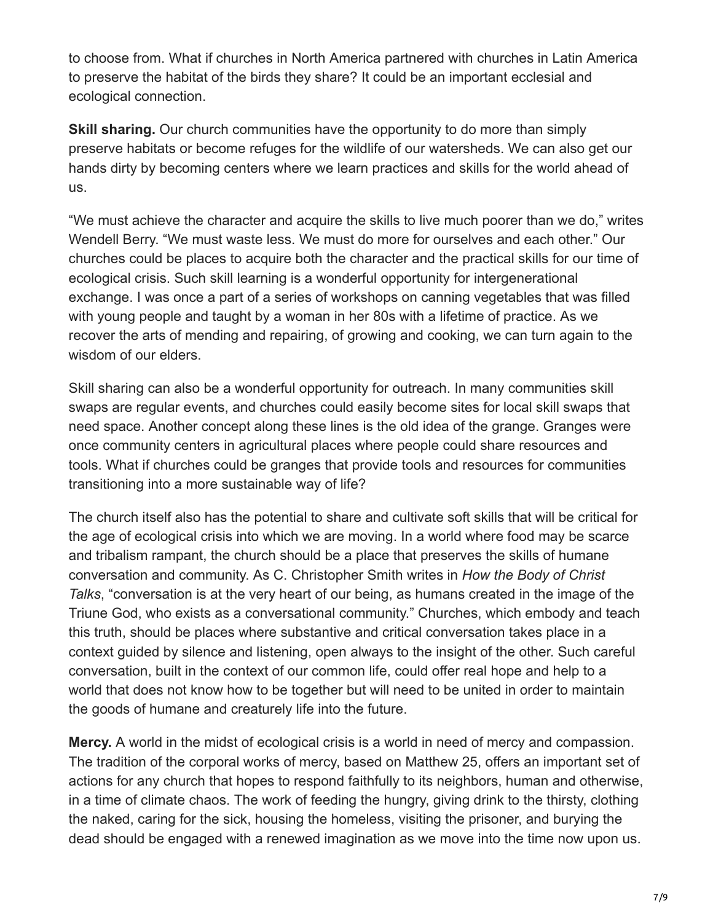to choose from. What if churches in North America partnered with churches in Latin America to preserve the habitat of the birds they share? It could be an important ecclesial and ecological connection.

**Skill sharing.** Our church communities have the opportunity to do more than simply preserve habitats or become refuges for the wildlife of our watersheds. We can also get our hands dirty by becoming centers where we learn practices and skills for the world ahead of us.

"We must achieve the character and acquire the skills to live much poorer than we do," writes Wendell Berry. "We must waste less. We must do more for ourselves and each other." Our churches could be places to acquire both the character and the practical skills for our time of ecological crisis. Such skill learning is a wonderful opportunity for intergenerational exchange. I was once a part of a series of workshops on canning vegetables that was filled with young people and taught by a woman in her 80s with a lifetime of practice. As we recover the arts of mending and repairing, of growing and cooking, we can turn again to the wisdom of our elders.

Skill sharing can also be a wonderful opportunity for outreach. In many communities skill swaps are regular events, and churches could easily become sites for local skill swaps that need space. Another concept along these lines is the old idea of the grange. Granges were once community centers in agricultural places where people could share resources and tools. What if churches could be granges that provide tools and resources for communities transitioning into a more sustainable way of life?

The church itself also has the potential to share and cultivate soft skills that will be critical for the age of ecological crisis into which we are moving. In a world where food may be scarce and tribalism rampant, the church should be a place that preserves the skills of humane conversation and community. As C. Christopher Smith writes in *How the Body of Christ Talks*, "conversation is at the very heart of our being, as humans created in the image of the Triune God, who exists as a conversational community." Churches, which embody and teach this truth, should be places where substantive and critical conversation takes place in a context guided by silence and listening, open always to the insight of the other. Such careful conversation, built in the context of our common life, could offer real hope and help to a world that does not know how to be together but will need to be united in order to maintain the goods of humane and creaturely life into the future.

**Mercy.** A world in the midst of ecological crisis is a world in need of mercy and compassion. The tradition of the corporal works of mercy, based on Matthew 25, offers an important set of actions for any church that hopes to respond faithfully to its neighbors, human and otherwise, in a time of climate chaos. The work of feeding the hungry, giving drink to the thirsty, clothing the naked, caring for the sick, housing the homeless, visiting the prisoner, and burying the dead should be engaged with a renewed imagination as we move into the time now upon us.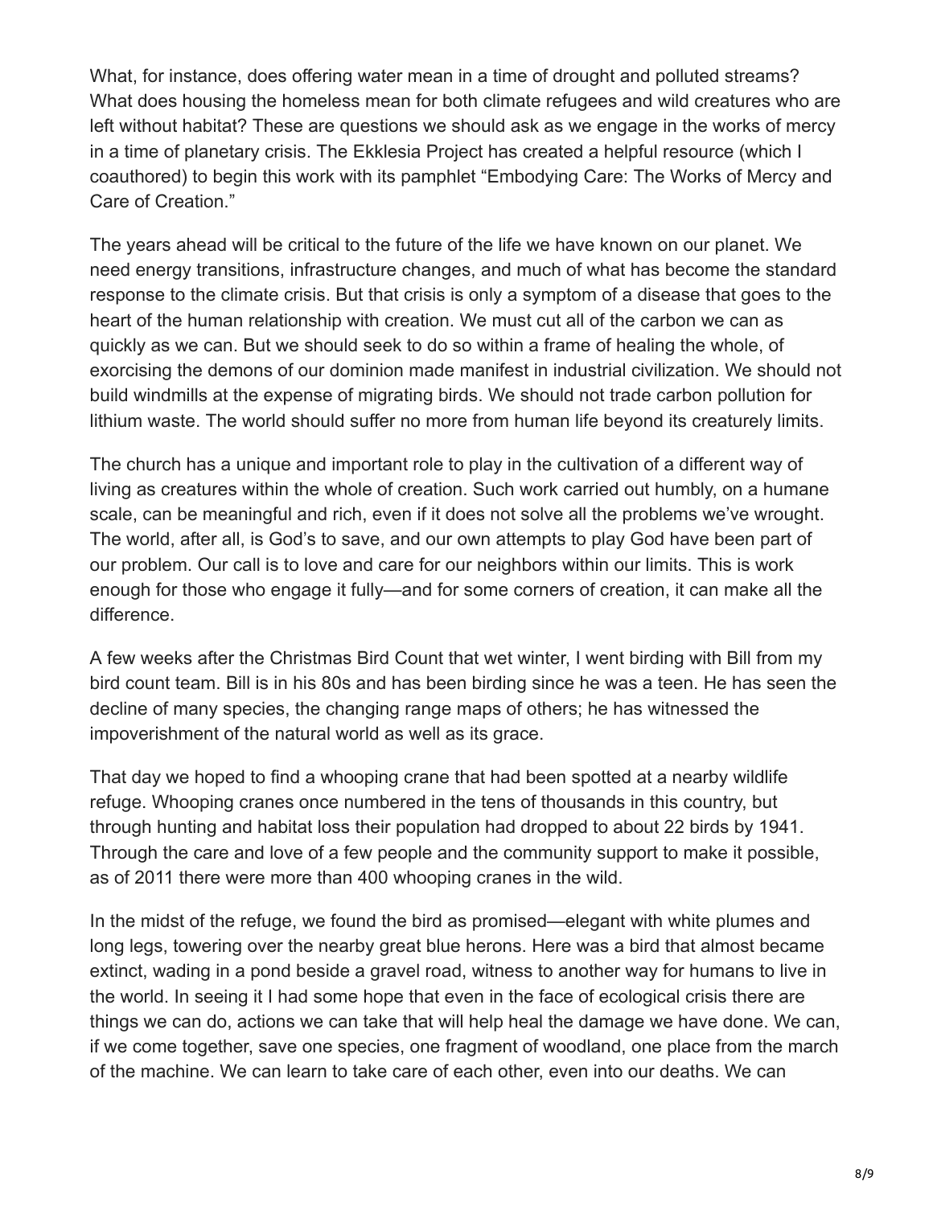What, for instance, does offering water mean in a time of drought and polluted streams? What does housing the homeless mean for both climate refugees and wild creatures who are left without habitat? These are questions we should ask as we engage in the works of mercy in a time of planetary crisis. The Ekklesia Project has created a helpful resource (which I coauthored) to begin this work with its pamphlet "Embodying Care: The Works of Mercy and Care of Creation."

The years ahead will be critical to the future of the life we have known on our planet. We need energy transitions, infrastructure changes, and much of what has become the standard response to the climate crisis. But that crisis is only a symptom of a disease that goes to the heart of the human relationship with creation. We must cut all of the carbon we can as quickly as we can. But we should seek to do so within a frame of healing the whole, of exorcising the demons of our dominion made manifest in industrial civilization. We should not build windmills at the expense of migrating birds. We should not trade carbon pollution for lithium waste. The world should suffer no more from human life beyond its creaturely limits.

The church has a unique and important role to play in the cultivation of a different way of living as creatures within the whole of creation. Such work carried out humbly, on a humane scale, can be meaningful and rich, even if it does not solve all the problems we've wrought. The world, after all, is God's to save, and our own attempts to play God have been part of our problem. Our call is to love and care for our neighbors within our limits. This is work enough for those who engage it fully—and for some corners of creation, it can make all the difference.

A few weeks after the Christmas Bird Count that wet winter, I went birding with Bill from my bird count team. Bill is in his 80s and has been birding since he was a teen. He has seen the decline of many species, the changing range maps of others; he has witnessed the impoverishment of the natural world as well as its grace.

That day we hoped to find a whooping crane that had been spotted at a nearby wildlife refuge. Whooping cranes once numbered in the tens of thousands in this country, but through hunting and habitat loss their population had dropped to about 22 birds by 1941. Through the care and love of a few people and the community support to make it possible, as of 2011 there were more than 400 whooping cranes in the wild.

In the midst of the refuge, we found the bird as promised—elegant with white plumes and long legs, towering over the nearby great blue herons. Here was a bird that almost became extinct, wading in a pond beside a gravel road, witness to another way for humans to live in the world. In seeing it I had some hope that even in the face of ecological crisis there are things we can do, actions we can take that will help heal the damage we have done. We can, if we come together, save one species, one fragment of woodland, one place from the march of the machine. We can learn to take care of each other, even into our deaths. We can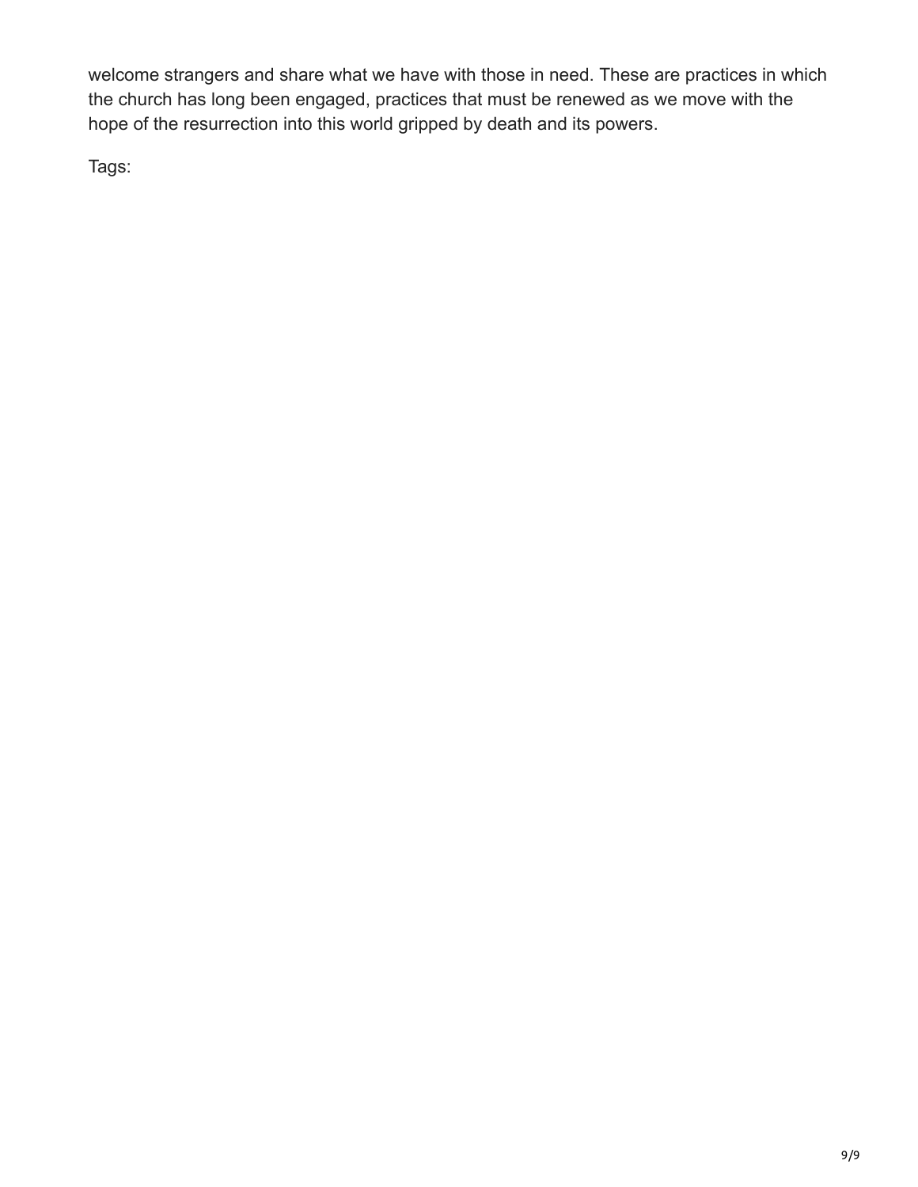welcome strangers and share what we have with those in need. These are practices in which the church has long been engaged, practices that must be renewed as we move with the hope of the resurrection into this world gripped by death and its powers.

Tags: